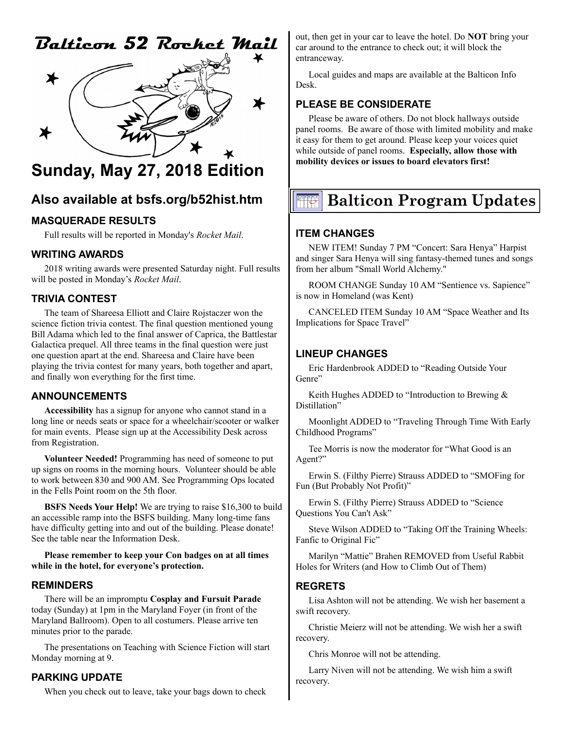# Balticon 52 Rocket Mail

# Sunday, May 27, 2018 Edition

## Also available at bsfs.org/b52hist.htm

### MASQUERADE RESULTS

Full results will be reported in Monday's *Rocket Mail*.

### WRITING AWARDS

2018 writing awards were presented Saturday night. Full results will be posted in Monday's *Rocket Mail*.

### TRIVIA CONTEST

The team of Shareesa Elliott and Claire Rojstaczer won the science fiction trivia contest. The final question mentioned young Bill Adama which led to the final answer of Caprica, the Battlestar Galactica prequel. All three teams in the final question were just one question apart at the end. Shareesa and Claire have been playing the trivia contest for many years, both together and apart, and finally won everything for the first time.

### ANNOUNCEMENTS

**Accessibility** has a signup for anyone who cannot stand in a long line or needs seats or space for a wheelchair/scooter or walker for main events. Please sign up at the Accessibility Desk across from Registration.

**Volunteer Needed!** Programming has need of someone to put up signs on rooms in the morning hours. Volunteer should be able to work between 830 and 900 AM. See Programming Ops located in the Fells Point room on the 5th floor.

**BSFS Needs Your Help!** We are trying to raise $16,300 to build an accessible ramp into the BSFS building. Many long-time fans have difficulty getting into and out of the building. Please donate! See the table near the Information Desk.

**Please remember to keep your Con badges on at all times while in the hotel, for everyone's protection.**

### REMINDERS

There will be an impromptu **Cosplay and Fursuit Parade** today (Sunday) at 1pm in the Maryland Foyer (in front of the Maryland Ballroom). Open to all costumers. Please arrive ten minutes prior to the parade.

The presentations on Teaching with Science Fiction will start Monday morning at 9.

### PARKING UPDATE

When you check out to leave, take your bags down to check out, then get in your car to leave the hotel. Do **NOT** bring your car around to the entrance to check out; it will block the entranceway.

Local guides and maps are available at the Balticon Info Desk.

### PLEASE BE CONSIDERATE

Please be aware of others. Do not block hallways outside panel rooms. Be aware of those with limited mobility and make it easy for them to get around. Please keep your voices quiet while outside of panel rooms. **Especially, allow those with mobility devices or issues to board elevators first!**

## Balticon Program Updates

### ITEM CHANGES

NEW ITEM! Sunday 7 PM "Concert: Sara Henya" Harpist and singer Sara Henya will sing fantasy-themed tunes and songs from her album "Small World Alchemy."

ROOM CHANGE Sunday 10 AM "Sentience vs. Sapience" is now in Homeland (was Kent)

CANCELED ITEM Sunday 10 AM "Space Weather and Its Implications for Space Travel"

### LINEUP CHANGES

Eric Hardenbrook ADDED to "Reading Outside Your Genre"

Keith Hughes ADDED to "Introduction to Brewing & Distillation"

Moonlight ADDED to "Traveling Through Time With Early Childhood Programs"

Tee Morris is now the moderator for "What Good is an Agent?"

Erwin S. (Filthy Pierre) Strauss ADDED to "SMOFing for Fun (But Probably Not Profit)"

Erwin S. (Filthy Pierre) Strauss ADDED to "Science Questions You Can't Ask"

Steve Wilson ADDED to "Taking Off the Training Wheels: Fanfic to Original Fic"

Marilyn "Mattie" Brahen REMOVED from Useful Rabbit Holes for Writers (and How to Climb Out of Them)

### REGRETS

Lisa Ashton will not be attending. We wish her basement a swift recovery.

Christie Meierz will not be attending. We wish her a swift recovery.

Chris Monroe will not be attending.

Larry Niven will not be attending. We wish him a swift recovery.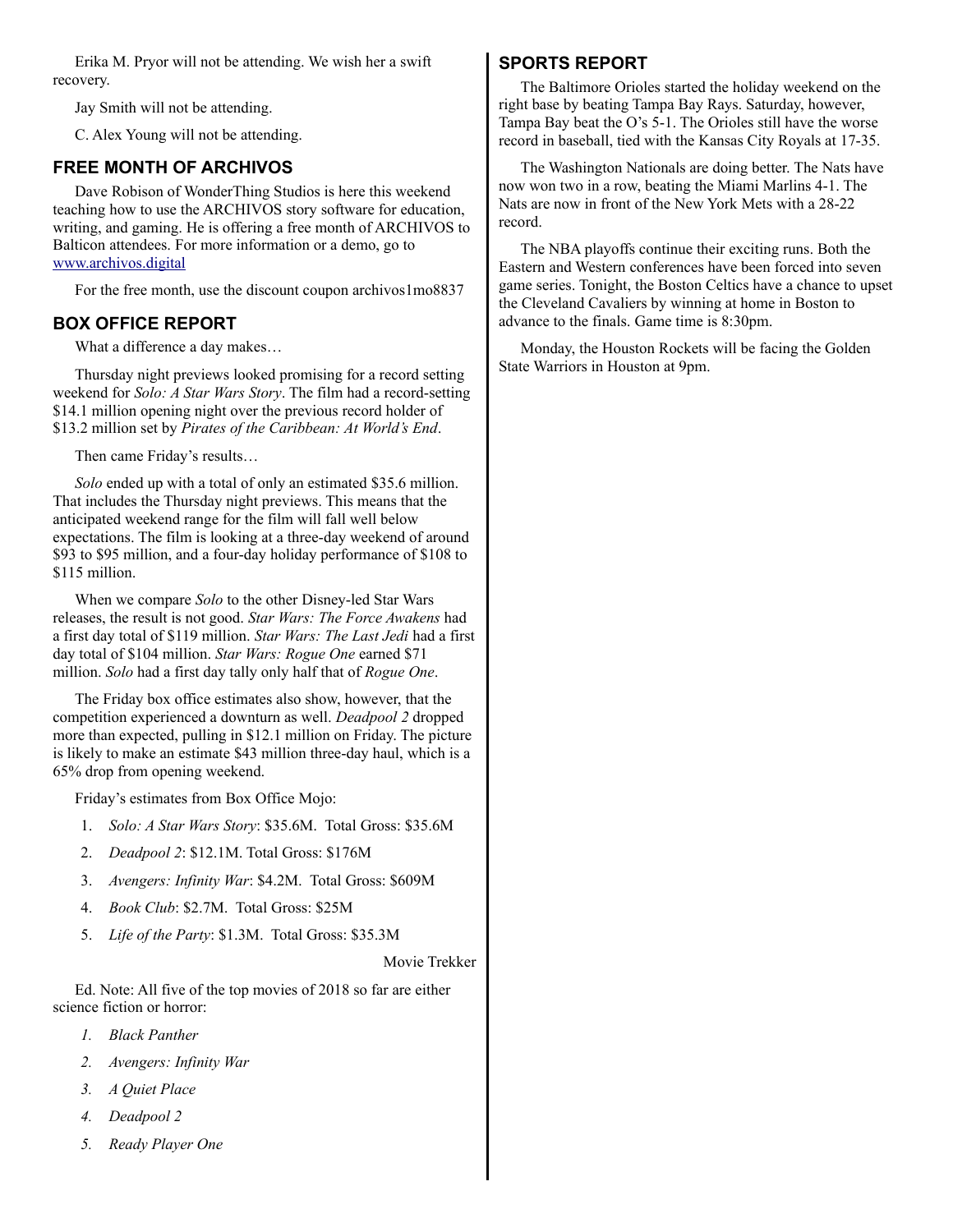Erika M. Pryor will not be attending. We wish her a swift recovery.

Jay Smith will not be attending.

C. Alex Young will not be attending.

## FREE MONTH OF ARCHIVOS

Dave Robison of WonderThing Studios is here this weekend teaching how to use the ARCHIVOS story software for education, writing, and gaming. He is offering a free month of ARCHIVOS to Balticon attendees. For more information or a demo, go to www.archivos.digital

For the free month, use the discount coupon archivos1mo8837

## BOX OFFICE REPORT

What a difference a day makes…

Thursday night previews looked promising for a record setting weekend for *Solo: A Star Wars Story*. The film had a record-setting $14.1 million opening night over the previous record holder of $13.2 million set by *Pirates of the Caribbean: At World's End*.

Then came Friday's results…

*Solo* ended up with a total of only an estimated $35.6 million. That includes the Thursday night previews. This means that the anticipated weekend range for the film will fall well below expectations. The film is looking at a three-day weekend of around $93 to $95 million, and a four-day holiday performance of $108 to $115 million.

When we compare *Solo* to the other Disney-led Star Wars releases, the result is not good. *Star Wars: The Force Awakens* had a first day total of $119 million. *Star Wars: The Last Jedi* had a first day total of $104 million. *Star Wars: Rogue One* earned $71 million. *Solo* had a first day tally only half that of *Rogue One*.

The Friday box office estimates also show, however, that the competition experienced a downturn as well. *Deadpool 2* dropped more than expected, pulling in $12.1 million on Friday. The picture is likely to make an estimate $43 million three-day haul, which is a 65% drop from opening weekend.

Friday's estimates from Box Office Mojo:

1. *Solo: A Star Wars Story*: $35.6M. Total Gross: $35.6M
2. *Deadpool 2*: $12.1M. Total Gross: $176M
3. *Avengers: Infinity War*: $4.2M. Total Gross: $609M
4. *Book Club*: $2.7M. Total Gross: $25M
5. *Life of the Party*: $1.3M. Total Gross: $35.3M

Movie Trekker

Ed. Note: All five of the top movies of 2018 so far are either science fiction or horror:

1. *Black Panther*
2. *Avengers: Infinity War*
3. *A Quiet Place*
4. *Deadpool 2*
5. *Ready Player One*

## SPORTS REPORT

The Baltimore Orioles started the holiday weekend on the right base by beating Tampa Bay Rays. Saturday, however, Tampa Bay beat the O's 5-1. The Orioles still have the worse record in baseball, tied with the Kansas City Royals at 17-35.

The Washington Nationals are doing better. The Nats have now won two in a row, beating the Miami Marlins 4-1. The Nats are now in front of the New York Mets with a 28-22 record.

The NBA playoffs continue their exciting runs. Both the Eastern and Western conferences have been forced into seven game series. Tonight, the Boston Celtics have a chance to upset the Cleveland Cavaliers by winning at home in Boston to advance to the finals. Game time is 8:30pm.

Monday, the Houston Rockets will be facing the Golden State Warriors in Houston at 9pm.